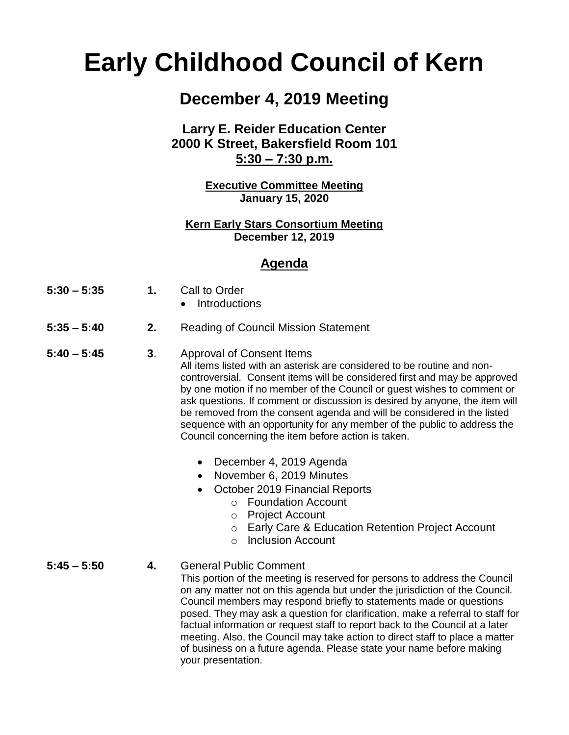# Early Childhood Council of Kern

## December 4, 2019 Meeting

### Larry E. Reider Education Center
### 2000 K Street, Bakersfield Room 101
### 5:30 – 7:30 p.m.

**Executive Committee Meeting**
**January 15, 2020**

**Kern Early Stars Consortium Meeting**
**December 12, 2019**

## Agenda

**5:30 – 5:35** **1.** Call to Order

- Introductions

**5:35 – 5:40** **2.** Reading of Council Mission Statement

**5:40 – 5:45** **3**. Approval of Consent Items

All items listed with an asterisk are considered to be routine and non-controversial. Consent items will be considered first and may be approved by one motion if no member of the Council or guest wishes to comment or ask questions. If comment or discussion is desired by anyone, the item will be removed from the consent agenda and will be considered in the listed sequence with an opportunity for any member of the public to address the Council concerning the item before action is taken.

- December 4, 2019 Agenda
- November 6, 2019 Minutes
- October 2019 Financial Reports
    - Foundation Account
    - Project Account
    - Early Care & Education Retention Project Account
    - Inclusion Account

**5:45 – 5:50** **4.** General Public Comment

This portion of the meeting is reserved for persons to address the Council on any matter not on this agenda but under the jurisdiction of the Council. Council members may respond briefly to statements made or questions posed. They may ask a question for clarification, make a referral to staff for factual information or request staff to report back to the Council at a later meeting. Also, the Council may take action to direct staff to place a matter of business on a future agenda. Please state your name before making your presentation.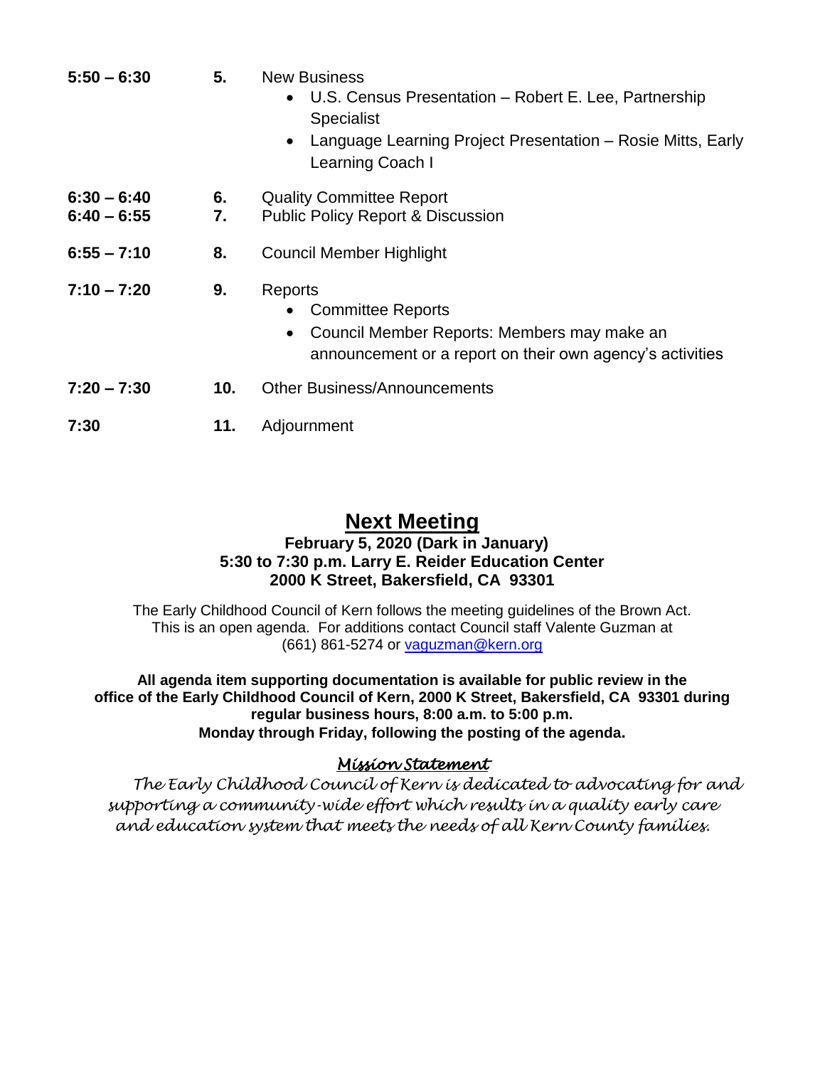| | | |
|---|---|---|
| **5:50 – 6:30** | **5.** | New Business<br>• U.S. Census Presentation – Robert E. Lee, Partnership Specialist<br>• Language Learning Project Presentation – Rosie Mitts, Early Learning Coach I |
| **6:30 – 6:40** | **6.** | Quality Committee Report |
| **6:40 – 6:55** | **7.** | Public Policy Report & Discussion |
| **6:55 – 7:10** | **8.** | Council Member Highlight |
| **7:10 – 7:20** | **9.** | Reports<br>• Committee Reports<br>• Council Member Reports: Members may make an announcement or a report on their own agency's activities |
| **7:20 – 7:30** | **10.** | Other Business/Announcements |
| **7:30** | **11.** | Adjournment |

## Next Meeting

**February 5, 2020 (Dark in January)**
**5:30 to 7:30 p.m. Larry E. Reider Education Center**
**2000 K Street, Bakersfield, CA 93301**

The Early Childhood Council of Kern follows the meeting guidelines of the Brown Act. This is an open agenda. For additions contact Council staff Valente Guzman at (661) 861-5274 or vaguzman@kern.org

**All agenda item supporting documentation is available for public review in the office of the Early Childhood Council of Kern, 2000 K Street, Bakersfield, CA 93301 during regular business hours, 8:00 a.m. to 5:00 p.m. Monday through Friday, following the posting of the agenda.**

*Mission Statement*

*The Early Childhood Council of Kern is dedicated to advocating for and supporting a community-wide effort which results in a quality early care and education system that meets the needs of all Kern County families.*